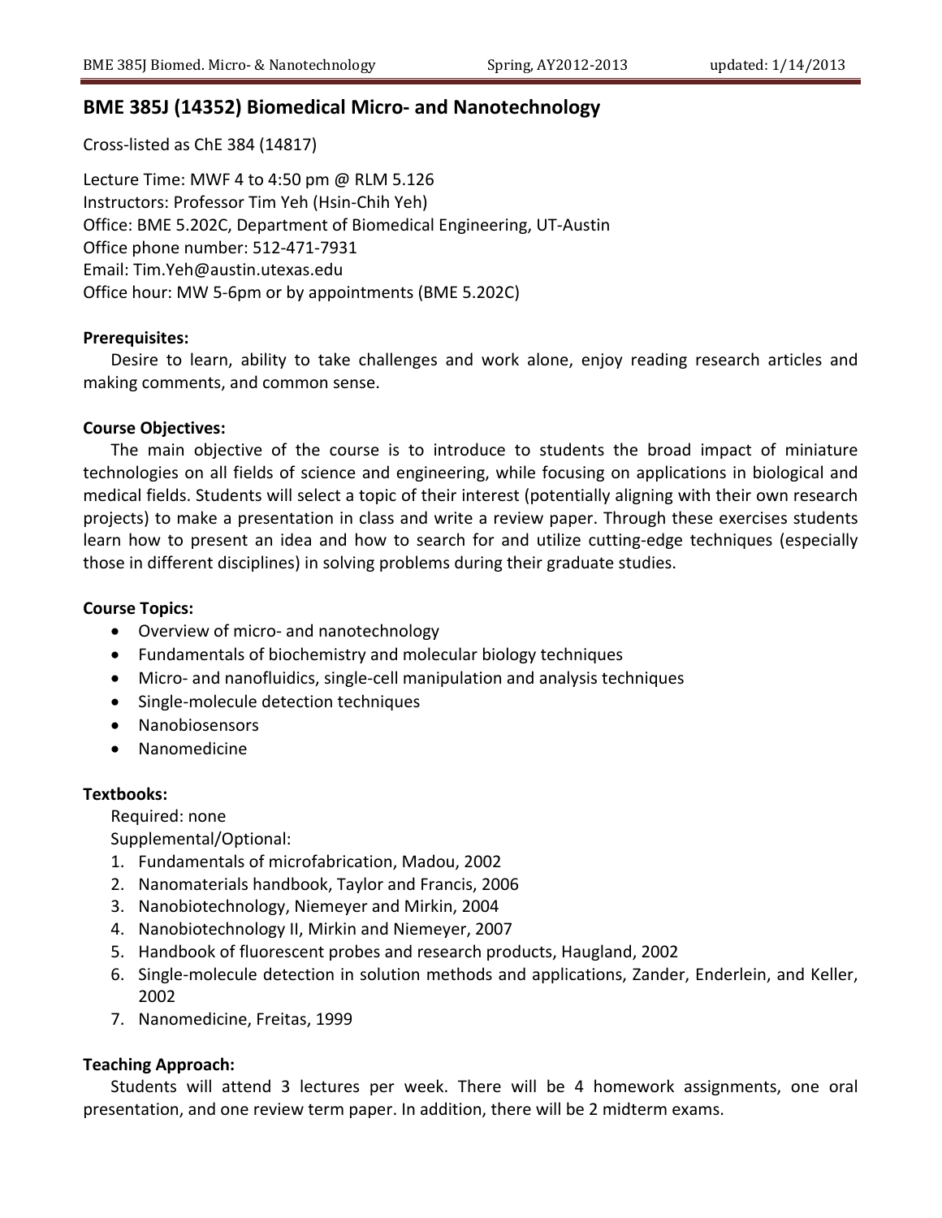# BME 385J (14352) Biomedical Micro- and Nanotechnology

Cross-listed as ChE 384 (14817)

Lecture Time: MWF 4 to 4:50 pm @ RLM 5.126
Instructors: Professor Tim Yeh (Hsin-Chih Yeh)
Office: BME 5.202C, Department of Biomedical Engineering, UT-Austin
Office phone number: 512-471-7931
Email: Tim.Yeh@austin.utexas.edu
Office hour: MW 5-6pm or by appointments (BME 5.202C)

**Prerequisites:**

Desire to learn, ability to take challenges and work alone, enjoy reading research articles and making comments, and common sense.

**Course Objectives:**

The main objective of the course is to introduce to students the broad impact of miniature technologies on all fields of science and engineering, while focusing on applications in biological and medical fields. Students will select a topic of their interest (potentially aligning with their own research projects) to make a presentation in class and write a review paper. Through these exercises students learn how to present an idea and how to search for and utilize cutting-edge techniques (especially those in different disciplines) in solving problems during their graduate studies.

**Course Topics:**

- Overview of micro- and nanotechnology
- Fundamentals of biochemistry and molecular biology techniques
- Micro- and nanofluidics, single-cell manipulation and analysis techniques
- Single-molecule detection techniques
- Nanobiosensors
- Nanomedicine

**Textbooks:**

Required: none

Supplemental/Optional:

1. Fundamentals of microfabrication, Madou, 2002
2. Nanomaterials handbook, Taylor and Francis, 2006
3. Nanobiotechnology, Niemeyer and Mirkin, 2004
4. Nanobiotechnology II, Mirkin and Niemeyer, 2007
5. Handbook of fluorescent probes and research products, Haugland, 2002
6. Single-molecule detection in solution methods and applications, Zander, Enderlein, and Keller, 2002
7. Nanomedicine, Freitas, 1999

**Teaching Approach:**

Students will attend 3 lectures per week. There will be 4 homework assignments, one oral presentation, and one review term paper. In addition, there will be 2 midterm exams.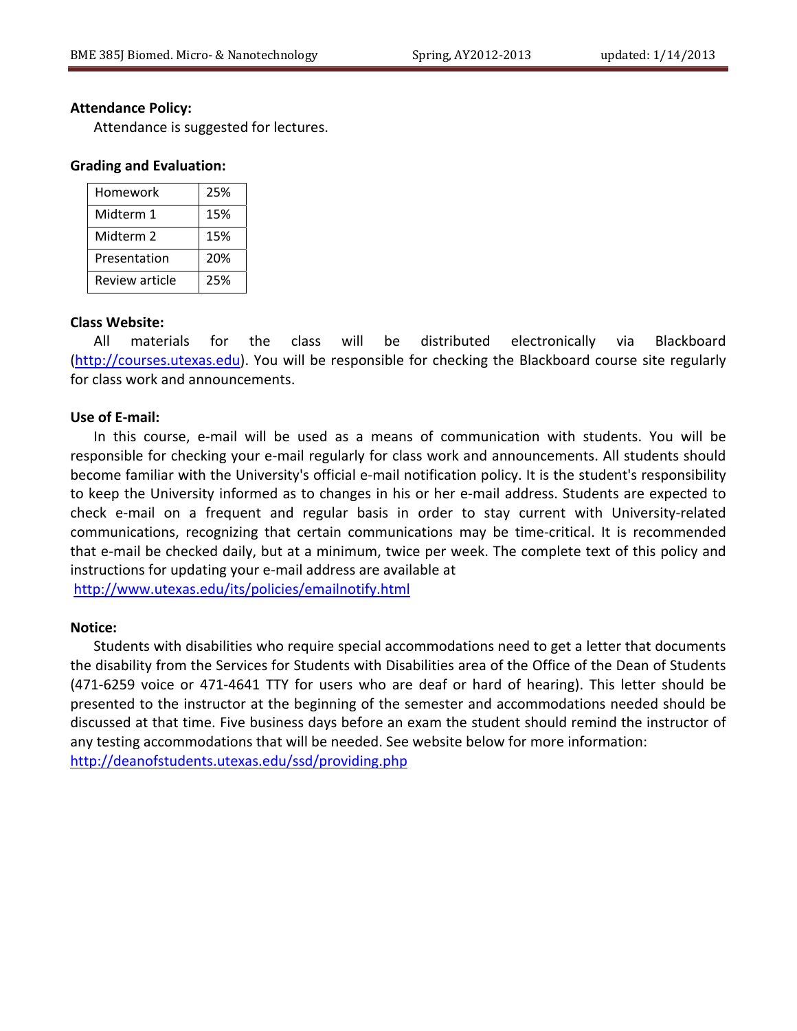**Attendance Policy:**

Attendance is suggested for lectures.

**Grading and Evaluation:**

| | |
|---|---|
| Homework | 25% |
| Midterm 1 | 15% |
| Midterm 2 | 15% |
| Presentation | 20% |
| Review article | 25% |

**Class Website:**

All materials for the class will be distributed electronically via Blackboard (http://courses.utexas.edu). You will be responsible for checking the Blackboard course site regularly for class work and announcements.

**Use of E-mail:**

In this course, e-mail will be used as a means of communication with students. You will be responsible for checking your e-mail regularly for class work and announcements. All students should become familiar with the University's official e-mail notification policy. It is the student's responsibility to keep the University informed as to changes in his or her e-mail address. Students are expected to check e-mail on a frequent and regular basis in order to stay current with University-related communications, recognizing that certain communications may be time-critical. It is recommended that e-mail be checked daily, but at a minimum, twice per week. The complete text of this policy and instructions for updating your e-mail address are available at
http://www.utexas.edu/its/policies/emailnotify.html

**Notice:**

Students with disabilities who require special accommodations need to get a letter that documents the disability from the Services for Students with Disabilities area of the Office of the Dean of Students (471-6259 voice or 471-4641 TTY for users who are deaf or hard of hearing). This letter should be presented to the instructor at the beginning of the semester and accommodations needed should be discussed at that time. Five business days before an exam the student should remind the instructor of any testing accommodations that will be needed. See website below for more information:
http://deanofstudents.utexas.edu/ssd/providing.php